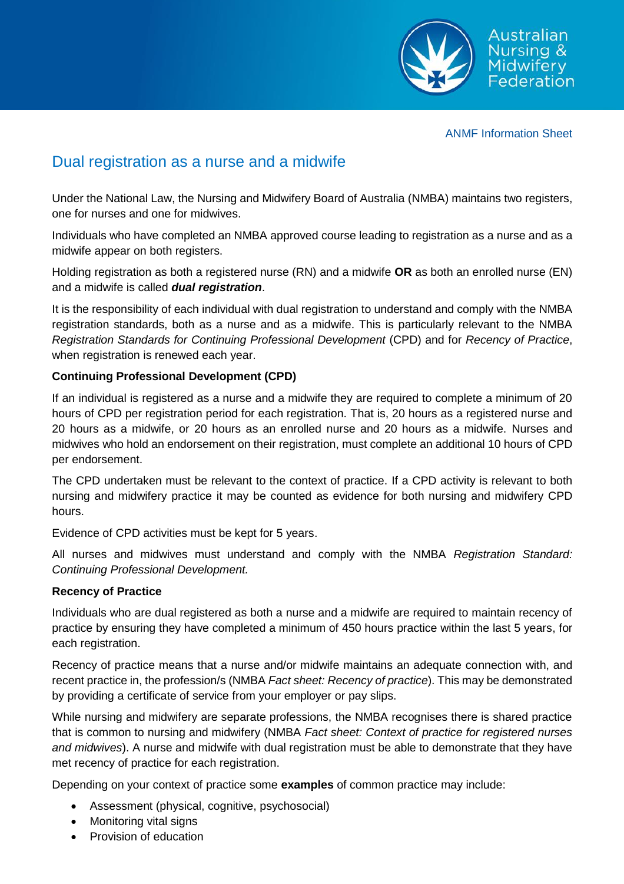ANMF Information Sheet

# Dual registration as a nurse and a midwife

Under the National Law, the Nursing and Midwifery Board of Australia (NMBA) maintains two registers, one for nurses and one for midwives.

Individuals who have completed an NMBA approved course leading to registration as a nurse and as a midwife appear on both registers.

Holding registration as both a registered nurse (RN) and a midwife **OR** as both an enrolled nurse (EN) and a midwife is called ***dual registration***.

It is the responsibility of each individual with dual registration to understand and comply with the NMBA registration standards, both as a nurse and as a midwife. This is particularly relevant to the NMBA *Registration Standards for Continuing Professional Development* (CPD) and for *Recency of Practice*, when registration is renewed each year.

**Continuing Professional Development (CPD)**

If an individual is registered as a nurse and a midwife they are required to complete a minimum of 20 hours of CPD per registration period for each registration. That is, 20 hours as a registered nurse and 20 hours as a midwife, or 20 hours as an enrolled nurse and 20 hours as a midwife. Nurses and midwives who hold an endorsement on their registration, must complete an additional 10 hours of CPD per endorsement.

The CPD undertaken must be relevant to the context of practice. If a CPD activity is relevant to both nursing and midwifery practice it may be counted as evidence for both nursing and midwifery CPD hours.

Evidence of CPD activities must be kept for 5 years.

All nurses and midwives must understand and comply with the NMBA *Registration Standard: Continuing Professional Development.*

**Recency of Practice**

Individuals who are dual registered as both a nurse and a midwife are required to maintain recency of practice by ensuring they have completed a minimum of 450 hours practice within the last 5 years, for each registration.

Recency of practice means that a nurse and/or midwife maintains an adequate connection with, and recent practice in, the profession/s (NMBA *Fact sheet: Recency of practice*). This may be demonstrated by providing a certificate of service from your employer or pay slips.

While nursing and midwifery are separate professions, the NMBA recognises there is shared practice that is common to nursing and midwifery (NMBA *Fact sheet: Context of practice for registered nurses and midwives*). A nurse and midwife with dual registration must be able to demonstrate that they have met recency of practice for each registration.

Depending on your context of practice some **examples** of common practice may include:

- Assessment (physical, cognitive, psychosocial)
- Monitoring vital signs
- Provision of education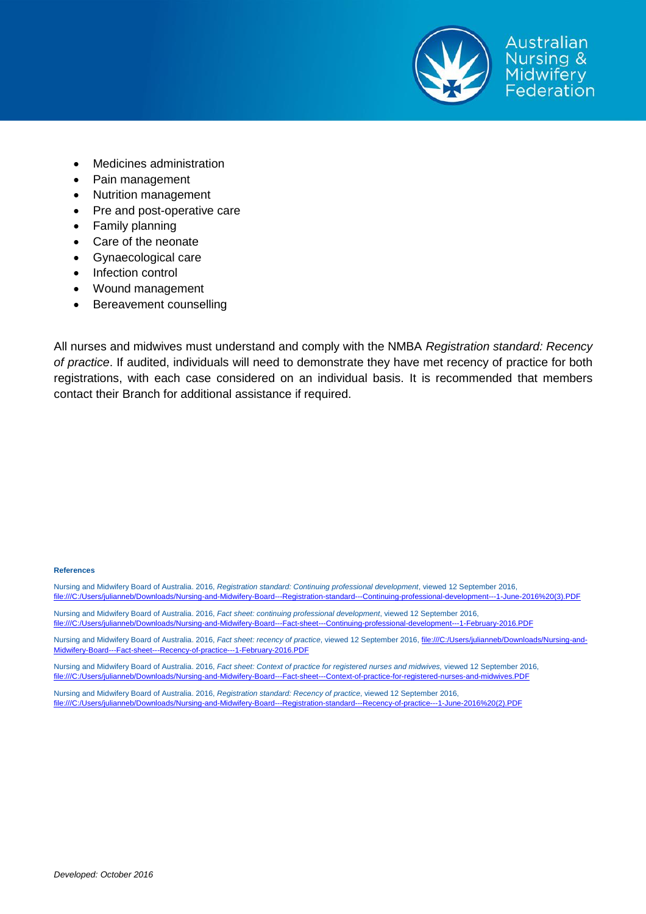- Medicines administration
- Pain management
- Nutrition management
- Pre and post-operative care
- Family planning
- Care of the neonate
- Gynaecological care
- Infection control
- Wound management
- Bereavement counselling

All nurses and midwives must understand and comply with the NMBA *Registration standard: Recency of practice*. If audited, individuals will need to demonstrate they have met recency of practice for both registrations, with each case considered on an individual basis. It is recommended that members contact their Branch for additional assistance if required.

**References**

Nursing and Midwifery Board of Australia. 2016, *Registration standard: Continuing professional development*, viewed 12 September 2016, file:///C:/Users/julianneb/Downloads/Nursing-and-Midwifery-Board---Registration-standard---Continuing-professional-development---1-June-2016%20(3).PDF

Nursing and Midwifery Board of Australia. 2016, *Fact sheet: continuing professional development*, viewed 12 September 2016, file:///C:/Users/julianneb/Downloads/Nursing-and-Midwifery-Board---Fact-sheet---Continuing-professional-development---1-February-2016.PDF

Nursing and Midwifery Board of Australia. 2016, *Fact sheet: recency of practice*, viewed 12 September 2016, file:///C:/Users/julianneb/Downloads/Nursing-and-Midwifery-Board---Fact-sheet---Recency-of-practice---1-February-2016.PDF

Nursing and Midwifery Board of Australia. 2016, *Fact sheet: Context of practice for registered nurses and midwives,* viewed 12 September 2016, file:///C:/Users/julianneb/Downloads/Nursing-and-Midwifery-Board---Fact-sheet---Context-of-practice-for-registered-nurses-and-midwives.PDF

Nursing and Midwifery Board of Australia. 2016, *Registration standard: Recency of practice*, viewed 12 September 2016, file:///C:/Users/julianneb/Downloads/Nursing-and-Midwifery-Board---Registration-standard---Recency-of-practice---1-June-2016%20(2).PDF

*Developed: October 2016*